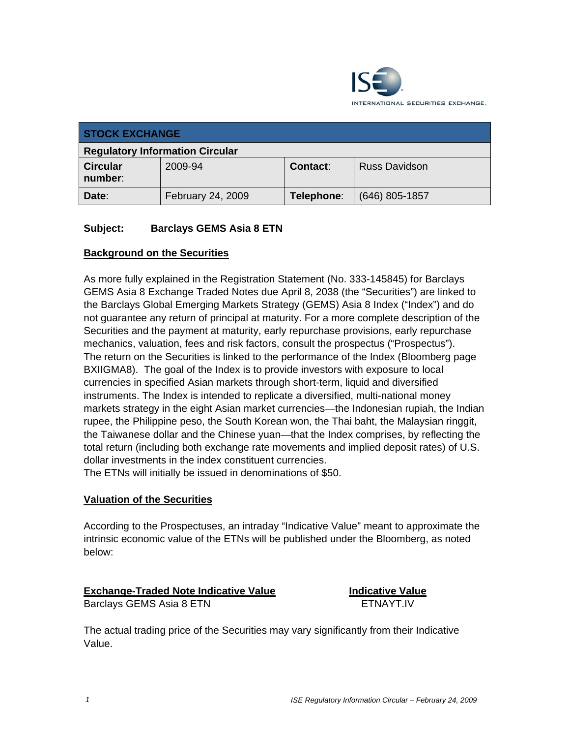| STOCK EXCHANGE | | | |
|---|---|---|---|
| **Regulatory Information Circular** | | | |
| **Circular number**: | 2009-94 | **Contact**: | Russ Davidson |
| **Date**: | February 24, 2009 | **Telephone**: | (646) 805-1857 |

**Subject:** **Barclays GEMS Asia 8 ETN**

## Background on the Securities

As more fully explained in the Registration Statement (No. 333-145845) for Barclays GEMS Asia 8 Exchange Traded Notes due April 8, 2038 (the "Securities") are linked to the Barclays Global Emerging Markets Strategy (GEMS) Asia 8 Index ("Index") and do not guarantee any return of principal at maturity. For a more complete description of the Securities and the payment at maturity, early repurchase provisions, early repurchase mechanics, valuation, fees and risk factors, consult the prospectus ("Prospectus"). The return on the Securities is linked to the performance of the Index (Bloomberg page BXIIGMA8). The goal of the Index is to provide investors with exposure to local currencies in specified Asian markets through short-term, liquid and diversified instruments. The Index is intended to replicate a diversified, multi-national money markets strategy in the eight Asian market currencies—the Indonesian rupiah, the Indian rupee, the Philippine peso, the South Korean won, the Thai baht, the Malaysian ringgit, the Taiwanese dollar and the Chinese yuan—that the Index comprises, by reflecting the total return (including both exchange rate movements and implied deposit rates) of U.S. dollar investments in the index constituent currencies.
The ETNs will initially be issued in denominations of $50.

## Valuation of the Securities

According to the Prospectuses, an intraday "Indicative Value" meant to approximate the intrinsic economic value of the ETNs will be published under the Bloomberg, as noted below:

| Exchange-Traded Note Indicative Value | Indicative Value |
|---|---|
| Barclays GEMS Asia 8 ETN | ETNAYT.IV |

The actual trading price of the Securities may vary significantly from their Indicative Value.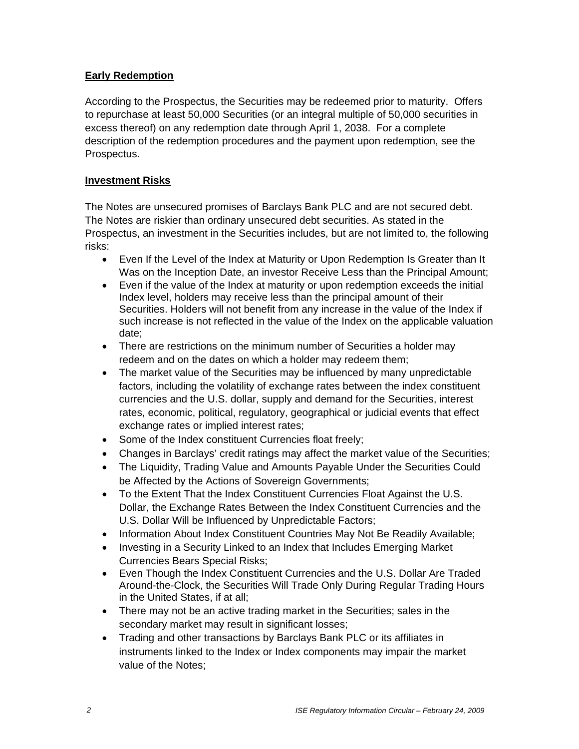**Early Redemption**

According to the Prospectus, the Securities may be redeemed prior to maturity. Offers to repurchase at least 50,000 Securities (or an integral multiple of 50,000 securities in excess thereof) on any redemption date through April 1, 2038. For a complete description of the redemption procedures and the payment upon redemption, see the Prospectus.

**Investment Risks**

The Notes are unsecured promises of Barclays Bank PLC and are not secured debt. The Notes are riskier than ordinary unsecured debt securities. As stated in the Prospectus, an investment in the Securities includes, but are not limited to, the following risks:

- Even If the Level of the Index at Maturity or Upon Redemption Is Greater than It Was on the Inception Date, an investor Receive Less than the Principal Amount;
- Even if the value of the Index at maturity or upon redemption exceeds the initial Index level, holders may receive less than the principal amount of their Securities. Holders will not benefit from any increase in the value of the Index if such increase is not reflected in the value of the Index on the applicable valuation date;
- There are restrictions on the minimum number of Securities a holder may redeem and on the dates on which a holder may redeem them;
- The market value of the Securities may be influenced by many unpredictable factors, including the volatility of exchange rates between the index constituent currencies and the U.S. dollar, supply and demand for the Securities, interest rates, economic, political, regulatory, geographical or judicial events that effect exchange rates or implied interest rates;
- Some of the Index constituent Currencies float freely;
- Changes in Barclays' credit ratings may affect the market value of the Securities;
- The Liquidity, Trading Value and Amounts Payable Under the Securities Could be Affected by the Actions of Sovereign Governments;
- To the Extent That the Index Constituent Currencies Float Against the U.S. Dollar, the Exchange Rates Between the Index Constituent Currencies and the U.S. Dollar Will be Influenced by Unpredictable Factors;
- Information About Index Constituent Countries May Not Be Readily Available;
- Investing in a Security Linked to an Index that Includes Emerging Market Currencies Bears Special Risks;
- Even Though the Index Constituent Currencies and the U.S. Dollar Are Traded Around-the-Clock, the Securities Will Trade Only During Regular Trading Hours in the United States, if at all;
- There may not be an active trading market in the Securities; sales in the secondary market may result in significant losses;
- Trading and other transactions by Barclays Bank PLC or its affiliates in instruments linked to the Index or Index components may impair the market value of the Notes;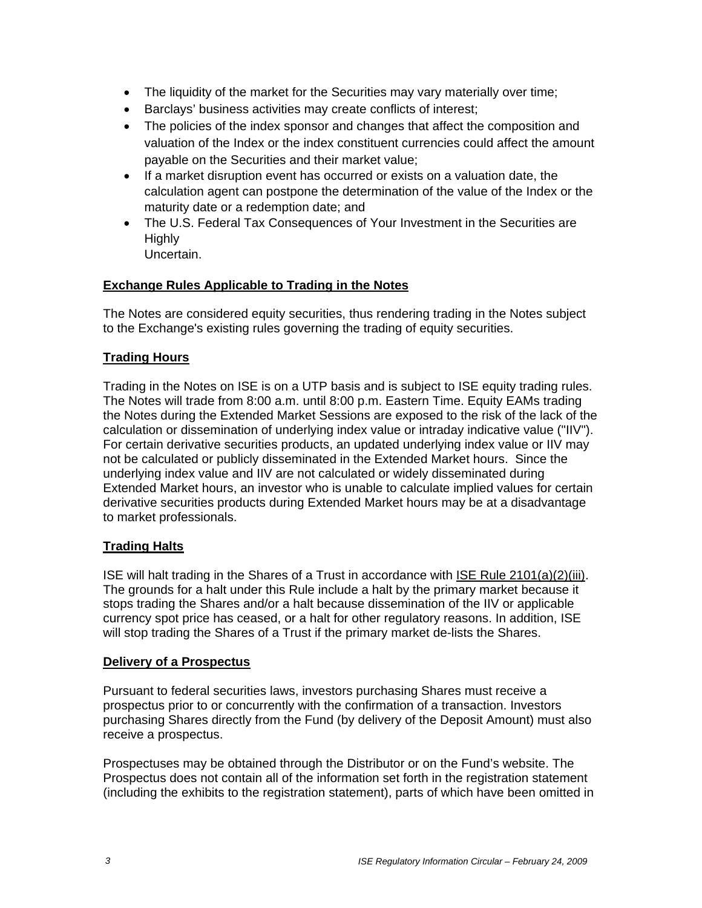- The liquidity of the market for the Securities may vary materially over time;
- Barclays' business activities may create conflicts of interest;
- The policies of the index sponsor and changes that affect the composition and valuation of the Index or the index constituent currencies could affect the amount payable on the Securities and their market value;
- If a market disruption event has occurred or exists on a valuation date, the calculation agent can postpone the determination of the value of the Index or the maturity date or a redemption date; and
- The U.S. Federal Tax Consequences of Your Investment in the Securities are Highly Uncertain.

**Exchange Rules Applicable to Trading in the Notes**

The Notes are considered equity securities, thus rendering trading in the Notes subject to the Exchange's existing rules governing the trading of equity securities.

**Trading Hours**

Trading in the Notes on ISE is on a UTP basis and is subject to ISE equity trading rules. The Notes will trade from 8:00 a.m. until 8:00 p.m. Eastern Time. Equity EAMs trading the Notes during the Extended Market Sessions are exposed to the risk of the lack of the calculation or dissemination of underlying index value or intraday indicative value ("IIV"). For certain derivative securities products, an updated underlying index value or IIV may not be calculated or publicly disseminated in the Extended Market hours. Since the underlying index value and IIV are not calculated or widely disseminated during Extended Market hours, an investor who is unable to calculate implied values for certain derivative securities products during Extended Market hours may be at a disadvantage to market professionals.

**Trading Halts**

ISE will halt trading in the Shares of a Trust in accordance with ISE Rule 2101(a)(2)(iii). The grounds for a halt under this Rule include a halt by the primary market because it stops trading the Shares and/or a halt because dissemination of the IIV or applicable currency spot price has ceased, or a halt for other regulatory reasons. In addition, ISE will stop trading the Shares of a Trust if the primary market de-lists the Shares.

**Delivery of a Prospectus**

Pursuant to federal securities laws, investors purchasing Shares must receive a prospectus prior to or concurrently with the confirmation of a transaction. Investors purchasing Shares directly from the Fund (by delivery of the Deposit Amount) must also receive a prospectus.

Prospectuses may be obtained through the Distributor or on the Fund's website. The Prospectus does not contain all of the information set forth in the registration statement (including the exhibits to the registration statement), parts of which have been omitted in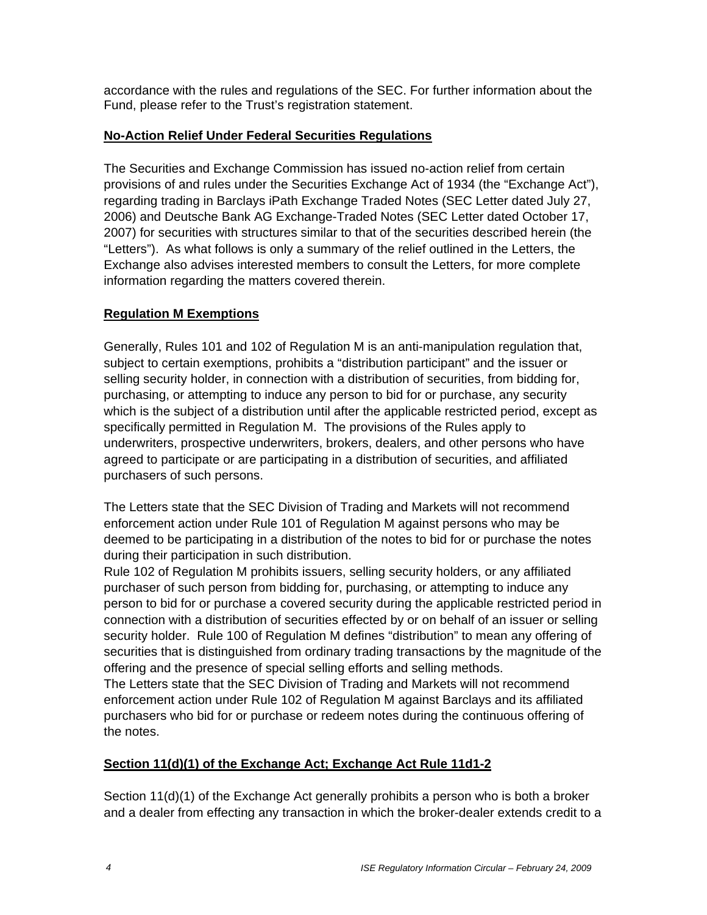accordance with the rules and regulations of the SEC. For further information about the Fund, please refer to the Trust's registration statement.

## No-Action Relief Under Federal Securities Regulations

The Securities and Exchange Commission has issued no-action relief from certain provisions of and rules under the Securities Exchange Act of 1934 (the "Exchange Act"), regarding trading in Barclays iPath Exchange Traded Notes (SEC Letter dated July 27, 2006) and Deutsche Bank AG Exchange-Traded Notes (SEC Letter dated October 17, 2007) for securities with structures similar to that of the securities described herein (the "Letters"). As what follows is only a summary of the relief outlined in the Letters, the Exchange also advises interested members to consult the Letters, for more complete information regarding the matters covered therein.

## Regulation M Exemptions

Generally, Rules 101 and 102 of Regulation M is an anti-manipulation regulation that, subject to certain exemptions, prohibits a "distribution participant" and the issuer or selling security holder, in connection with a distribution of securities, from bidding for, purchasing, or attempting to induce any person to bid for or purchase, any security which is the subject of a distribution until after the applicable restricted period, except as specifically permitted in Regulation M. The provisions of the Rules apply to underwriters, prospective underwriters, brokers, dealers, and other persons who have agreed to participate or are participating in a distribution of securities, and affiliated purchasers of such persons.

The Letters state that the SEC Division of Trading and Markets will not recommend enforcement action under Rule 101 of Regulation M against persons who may be deemed to be participating in a distribution of the notes to bid for or purchase the notes during their participation in such distribution.

Rule 102 of Regulation M prohibits issuers, selling security holders, or any affiliated purchaser of such person from bidding for, purchasing, or attempting to induce any person to bid for or purchase a covered security during the applicable restricted period in connection with a distribution of securities effected by or on behalf of an issuer or selling security holder. Rule 100 of Regulation M defines "distribution" to mean any offering of securities that is distinguished from ordinary trading transactions by the magnitude of the offering and the presence of special selling efforts and selling methods.

The Letters state that the SEC Division of Trading and Markets will not recommend enforcement action under Rule 102 of Regulation M against Barclays and its affiliated purchasers who bid for or purchase or redeem notes during the continuous offering of the notes.

## Section 11(d)(1) of the Exchange Act; Exchange Act Rule 11d1-2

Section 11(d)(1) of the Exchange Act generally prohibits a person who is both a broker and a dealer from effecting any transaction in which the broker-dealer extends credit to a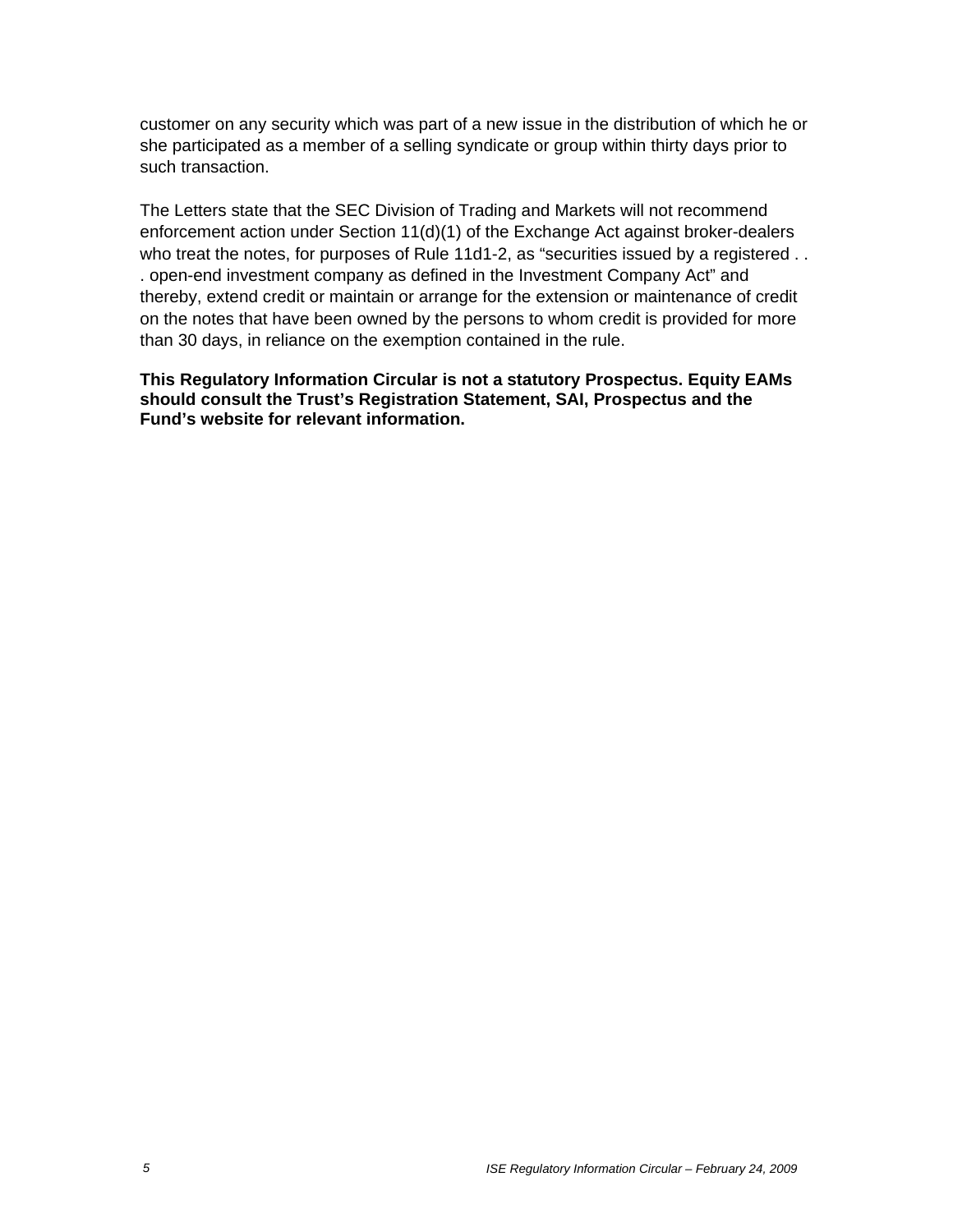customer on any security which was part of a new issue in the distribution of which he or she participated as a member of a selling syndicate or group within thirty days prior to such transaction.

The Letters state that the SEC Division of Trading and Markets will not recommend enforcement action under Section 11(d)(1) of the Exchange Act against broker-dealers who treat the notes, for purposes of Rule 11d1-2, as "securities issued by a registered . . . open-end investment company as defined in the Investment Company Act" and thereby, extend credit or maintain or arrange for the extension or maintenance of credit on the notes that have been owned by the persons to whom credit is provided for more than 30 days, in reliance on the exemption contained in the rule.

**This Regulatory Information Circular is not a statutory Prospectus. Equity EAMs should consult the Trust's Registration Statement, SAI, Prospectus and the Fund's website for relevant information.**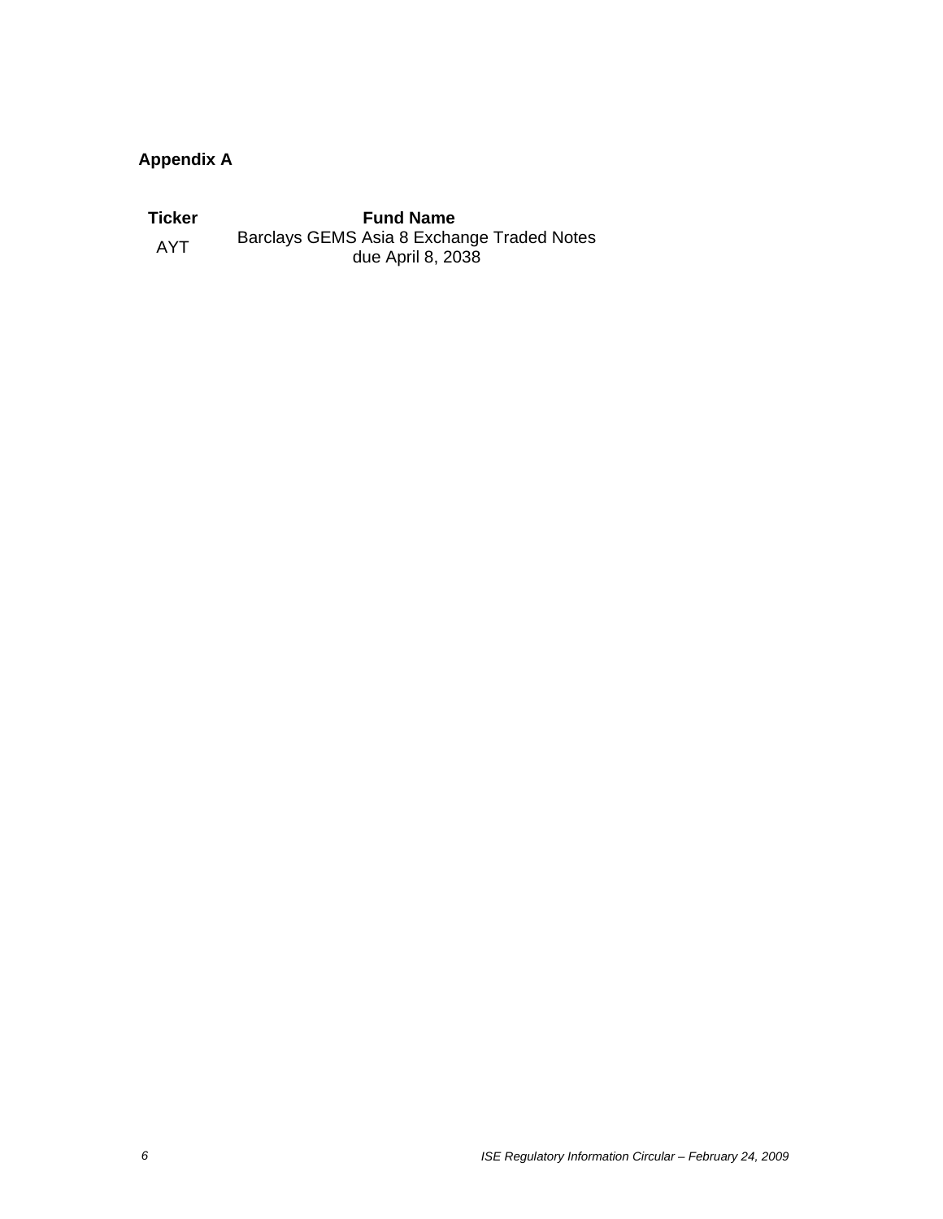**Appendix A**

| Ticker | Fund Name |
| --- | --- |
| AYT | Barclays GEMS Asia 8 Exchange Traded Notes due April 8, 2038 |